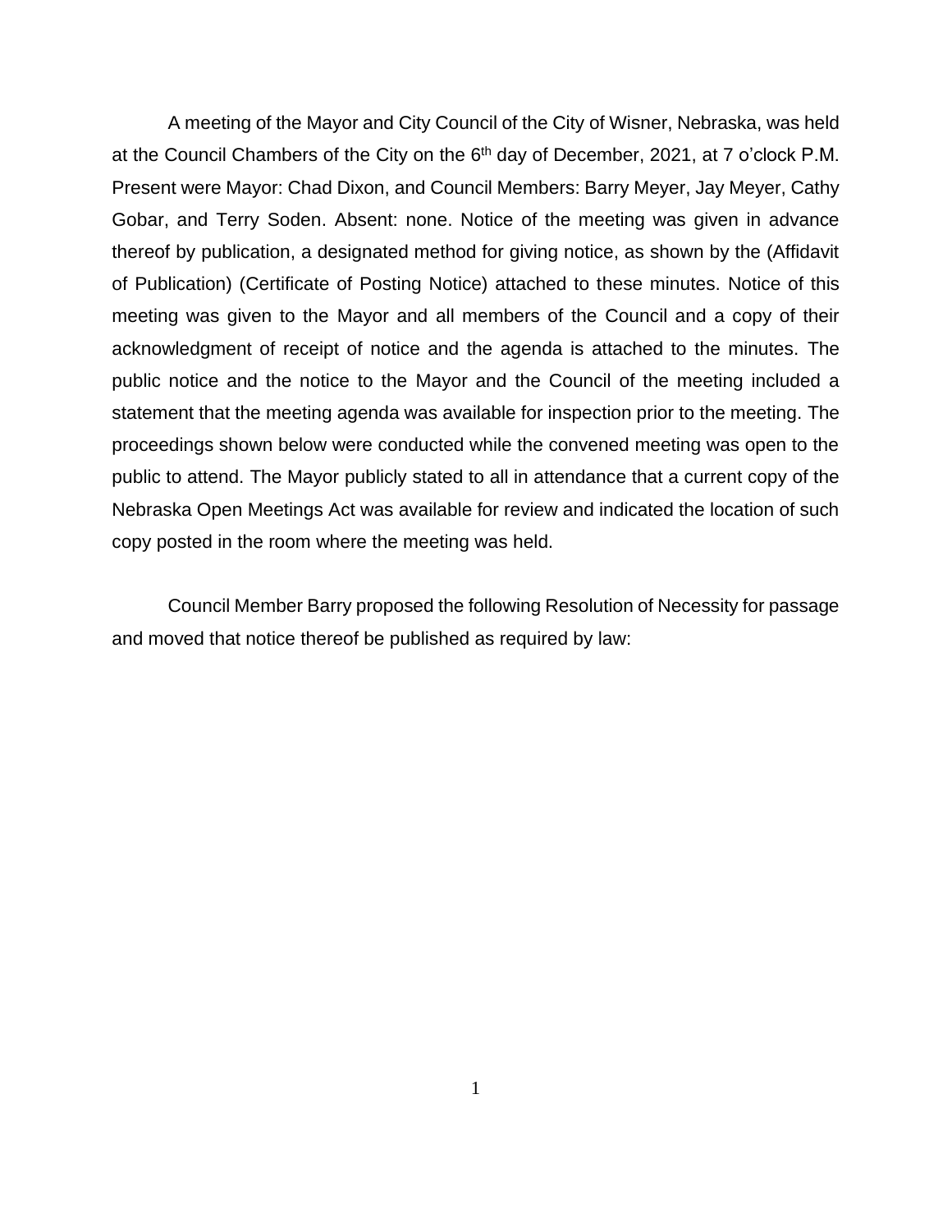A meeting of the Mayor and City Council of the City of Wisner, Nebraska, was held at the Council Chambers of the City on the 6th day of December, 2021, at 7 o'clock P.M. Present were Mayor: Chad Dixon, and Council Members: Barry Meyer, Jay Meyer, Cathy Gobar, and Terry Soden. Absent: none. Notice of the meeting was given in advance thereof by publication, a designated method for giving notice, as shown by the (Affidavit of Publication) (Certificate of Posting Notice) attached to these minutes. Notice of this meeting was given to the Mayor and all members of the Council and a copy of their acknowledgment of receipt of notice and the agenda is attached to the minutes. The public notice and the notice to the Mayor and the Council of the meeting included a statement that the meeting agenda was available for inspection prior to the meeting. The proceedings shown below were conducted while the convened meeting was open to the public to attend. The Mayor publicly stated to all in attendance that a current copy of the Nebraska Open Meetings Act was available for review and indicated the location of such copy posted in the room where the meeting was held.

Council Member Barry proposed the following Resolution of Necessity for passage and moved that notice thereof be published as required by law: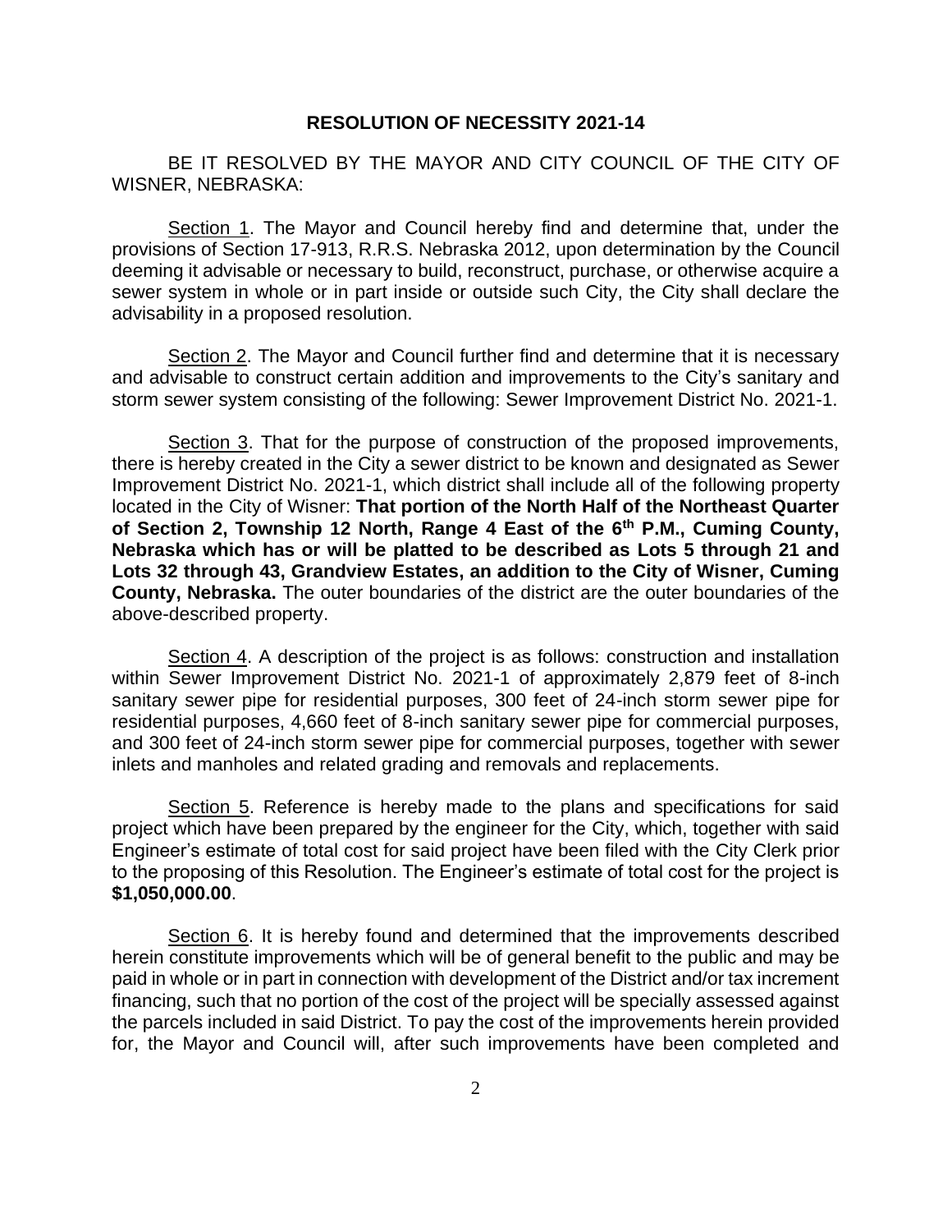**RESOLUTION OF NECESSITY 2021-14**

BE IT RESOLVED BY THE MAYOR AND CITY COUNCIL OF THE CITY OF WISNER, NEBRASKA:

Section 1. The Mayor and Council hereby find and determine that, under the provisions of Section 17-913, R.R.S. Nebraska 2012, upon determination by the Council deeming it advisable or necessary to build, reconstruct, purchase, or otherwise acquire a sewer system in whole or in part inside or outside such City, the City shall declare the advisability in a proposed resolution.

Section 2. The Mayor and Council further find and determine that it is necessary and advisable to construct certain addition and improvements to the City's sanitary and storm sewer system consisting of the following: Sewer Improvement District No. 2021-1.

Section 3. That for the purpose of construction of the proposed improvements, there is hereby created in the City a sewer district to be known and designated as Sewer Improvement District No. 2021-1, which district shall include all of the following property located in the City of Wisner: **That portion of the North Half of the Northeast Quarter of Section 2, Township 12 North, Range 4 East of the 6th P.M., Cuming County, Nebraska which has or will be platted to be described as Lots 5 through 21 and Lots 32 through 43, Grandview Estates, an addition to the City of Wisner, Cuming County, Nebraska.** The outer boundaries of the district are the outer boundaries of the above-described property.

Section 4. A description of the project is as follows: construction and installation within Sewer Improvement District No. 2021-1 of approximately 2,879 feet of 8-inch sanitary sewer pipe for residential purposes, 300 feet of 24-inch storm sewer pipe for residential purposes, 4,660 feet of 8-inch sanitary sewer pipe for commercial purposes, and 300 feet of 24-inch storm sewer pipe for commercial purposes, together with sewer inlets and manholes and related grading and removals and replacements.

Section 5. Reference is hereby made to the plans and specifications for said project which have been prepared by the engineer for the City, which, together with said Engineer's estimate of total cost for said project have been filed with the City Clerk prior to the proposing of this Resolution. The Engineer's estimate of total cost for the project is **$1,050,000.00**.

Section 6. It is hereby found and determined that the improvements described herein constitute improvements which will be of general benefit to the public and may be paid in whole or in part in connection with development of the District and/or tax increment financing, such that no portion of the cost of the project will be specially assessed against the parcels included in said District. To pay the cost of the improvements herein provided for, the Mayor and Council will, after such improvements have been completed and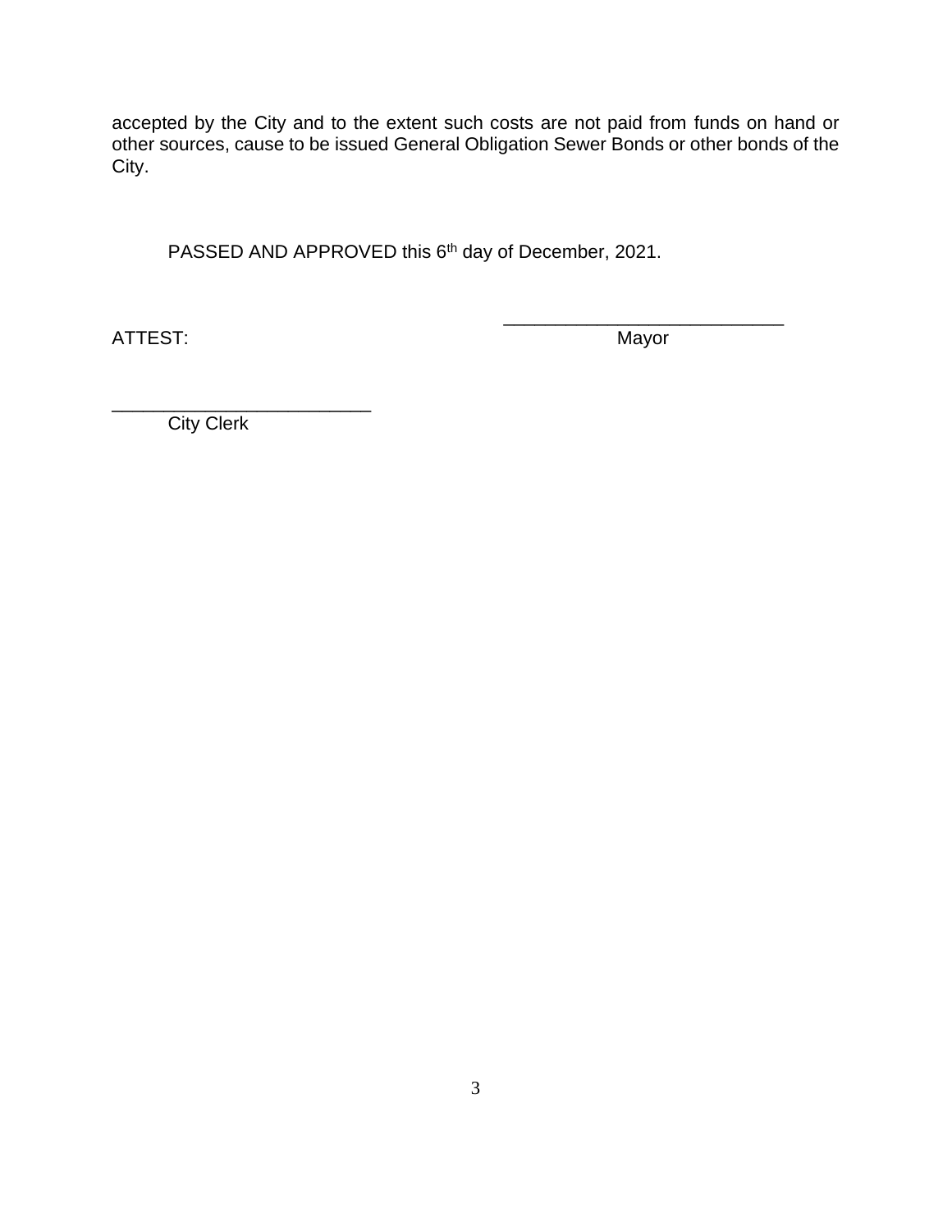accepted by the City and to the extent such costs are not paid from funds on hand or other sources, cause to be issued General Obligation Sewer Bonds or other bonds of the City.

PASSED AND APPROVED this 6th day of December, 2021.

ATTEST:

___________________________
Mayor

_________________________
City Clerk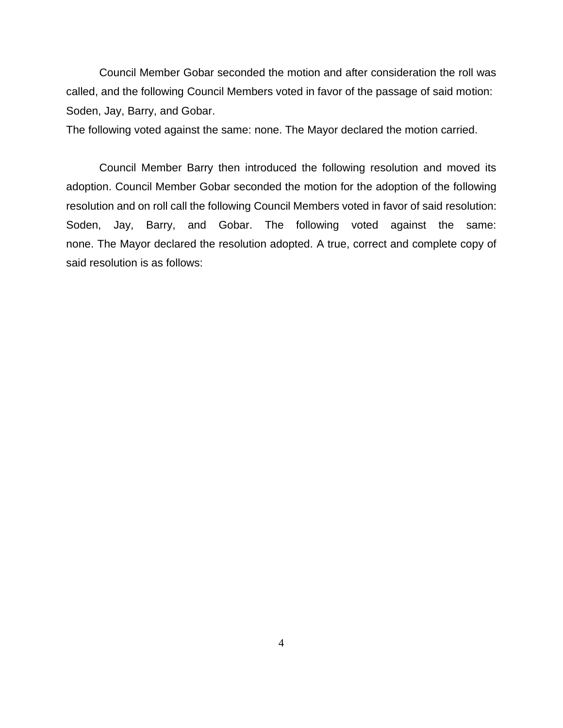Council Member Gobar seconded the motion and after consideration the roll was called, and the following Council Members voted in favor of the passage of said motion: Soden, Jay, Barry, and Gobar.

The following voted against the same: none. The Mayor declared the motion carried.

Council Member Barry then introduced the following resolution and moved its adoption. Council Member Gobar seconded the motion for the adoption of the following resolution and on roll call the following Council Members voted in favor of said resolution: Soden, Jay, Barry, and Gobar. The following voted against the same: none. The Mayor declared the resolution adopted. A true, correct and complete copy of said resolution is as follows: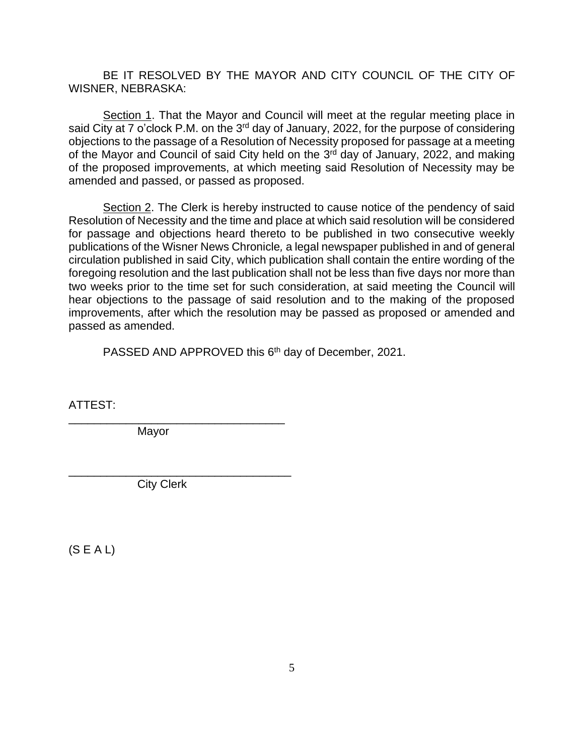BE IT RESOLVED BY THE MAYOR AND CITY COUNCIL OF THE CITY OF WISNER, NEBRASKA:

Section 1. That the Mayor and Council will meet at the regular meeting place in said City at 7 o'clock P.M. on the 3rd day of January, 2022, for the purpose of considering objections to the passage of a Resolution of Necessity proposed for passage at a meeting of the Mayor and Council of said City held on the 3rd day of January, 2022, and making of the proposed improvements, at which meeting said Resolution of Necessity may be amended and passed, or passed as proposed.

Section 2. The Clerk is hereby instructed to cause notice of the pendency of said Resolution of Necessity and the time and place at which said resolution will be considered for passage and objections heard thereto to be published in two consecutive weekly publications of the Wisner News Chronicle*,* a legal newspaper published in and of general circulation published in said City, which publication shall contain the entire wording of the foregoing resolution and the last publication shall not be less than five days nor more than two weeks prior to the time set for such consideration, at said meeting the Council will hear objections to the passage of said resolution and to the making of the proposed improvements, after which the resolution may be passed as proposed or amended and passed as amended.

PASSED AND APPROVED this 6th day of December, 2021.

ATTEST:

___________________________________
Mayor

____________________________________
City Clerk

(S E A L)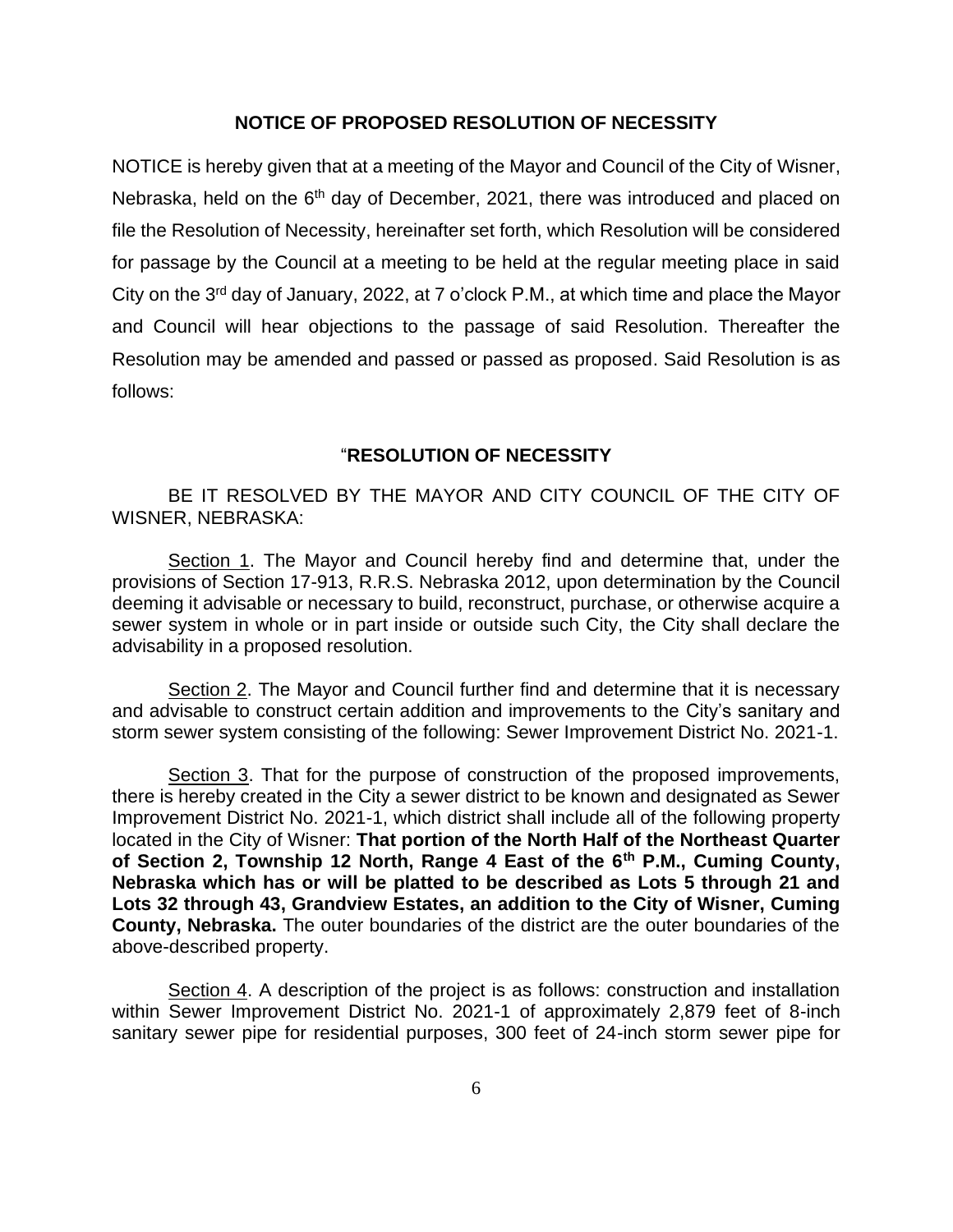## NOTICE OF PROPOSED RESOLUTION OF NECESSITY

NOTICE is hereby given that at a meeting of the Mayor and Council of the City of Wisner, Nebraska, held on the 6th day of December, 2021, there was introduced and placed on file the Resolution of Necessity, hereinafter set forth, which Resolution will be considered for passage by the Council at a meeting to be held at the regular meeting place in said City on the 3rd day of January, 2022, at 7 o'clock P.M., at which time and place the Mayor and Council will hear objections to the passage of said Resolution. Thereafter the Resolution may be amended and passed or passed as proposed. Said Resolution is as follows:

## "RESOLUTION OF NECESSITY

BE IT RESOLVED BY THE MAYOR AND CITY COUNCIL OF THE CITY OF WISNER, NEBRASKA:

Section 1. The Mayor and Council hereby find and determine that, under the provisions of Section 17-913, R.R.S. Nebraska 2012, upon determination by the Council deeming it advisable or necessary to build, reconstruct, purchase, or otherwise acquire a sewer system in whole or in part inside or outside such City, the City shall declare the advisability in a proposed resolution.

Section 2. The Mayor and Council further find and determine that it is necessary and advisable to construct certain addition and improvements to the City's sanitary and storm sewer system consisting of the following: Sewer Improvement District No. 2021-1.

Section 3. That for the purpose of construction of the proposed improvements, there is hereby created in the City a sewer district to be known and designated as Sewer Improvement District No. 2021-1, which district shall include all of the following property located in the City of Wisner: **That portion of the North Half of the Northeast Quarter of Section 2, Township 12 North, Range 4 East of the 6th P.M., Cuming County, Nebraska which has or will be platted to be described as Lots 5 through 21 and Lots 32 through 43, Grandview Estates, an addition to the City of Wisner, Cuming County, Nebraska.** The outer boundaries of the district are the outer boundaries of the above-described property.

Section 4. A description of the project is as follows: construction and installation within Sewer Improvement District No. 2021-1 of approximately 2,879 feet of 8-inch sanitary sewer pipe for residential purposes, 300 feet of 24-inch storm sewer pipe for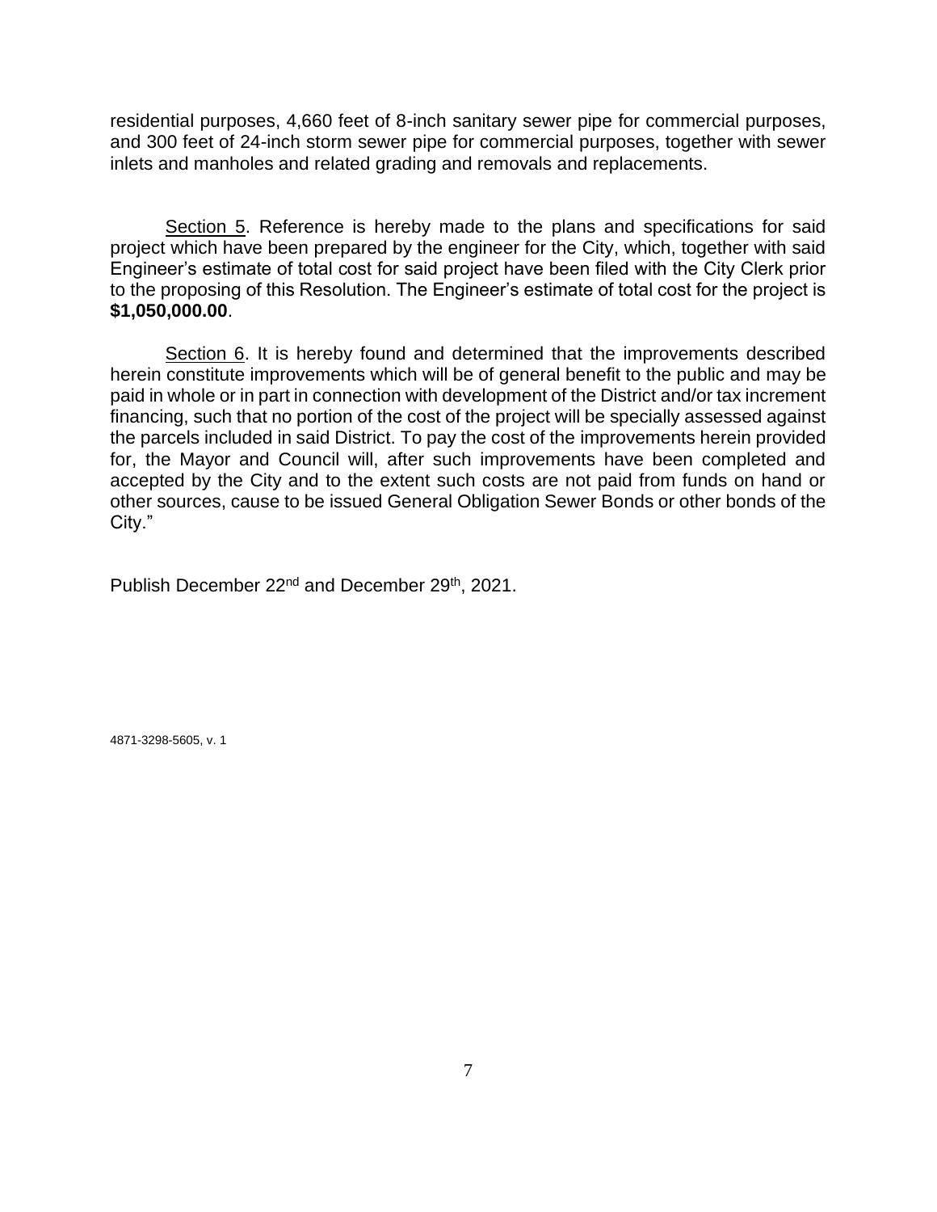residential purposes, 4,660 feet of 8-inch sanitary sewer pipe for commercial purposes, and 300 feet of 24-inch storm sewer pipe for commercial purposes, together with sewer inlets and manholes and related grading and removals and replacements.

Section 5. Reference is hereby made to the plans and specifications for said project which have been prepared by the engineer for the City, which, together with said Engineer's estimate of total cost for said project have been filed with the City Clerk prior to the proposing of this Resolution. The Engineer's estimate of total cost for the project is **$1,050,000.00**.

Section 6. It is hereby found and determined that the improvements described herein constitute improvements which will be of general benefit to the public and may be paid in whole or in part in connection with development of the District and/or tax increment financing, such that no portion of the cost of the project will be specially assessed against the parcels included in said District. To pay the cost of the improvements herein provided for, the Mayor and Council will, after such improvements have been completed and accepted by the City and to the extent such costs are not paid from funds on hand or other sources, cause to be issued General Obligation Sewer Bonds or other bonds of the City."

Publish December 22nd and December 29th, 2021.

4871-3298-5605, v. 1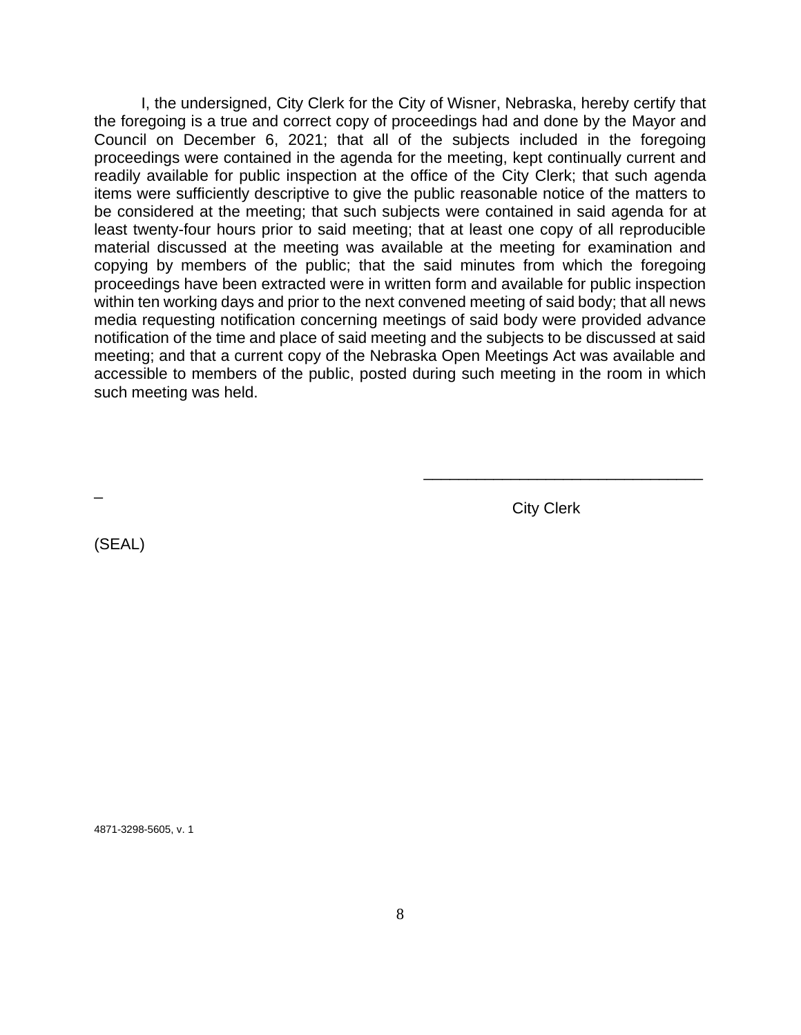I, the undersigned, City Clerk for the City of Wisner, Nebraska, hereby certify that the foregoing is a true and correct copy of proceedings had and done by the Mayor and Council on December 6, 2021; that all of the subjects included in the foregoing proceedings were contained in the agenda for the meeting, kept continually current and readily available for public inspection at the office of the City Clerk; that such agenda items were sufficiently descriptive to give the public reasonable notice of the matters to be considered at the meeting; that such subjects were contained in said agenda for at least twenty-four hours prior to said meeting; that at least one copy of all reproducible material discussed at the meeting was available at the meeting for examination and copying by members of the public; that the said minutes from which the foregoing proceedings have been extracted were in written form and available for public inspection within ten working days and prior to the next convened meeting of said body; that all news media requesting notification concerning meetings of said body were provided advance notification of the time and place of said meeting and the subjects to be discussed at said meeting; and that a current copy of the Nebraska Open Meetings Act was available and accessible to members of the public, posted during such meeting in the room in which such meeting was held.

\_\_\_\_\_\_\_\_\_\_\_\_\_\_\_\_\_\_\_\_\_\_\_\_\_\_\_\_\_\_\_\_

City Clerk

(SEAL)

4871-3298-5605, v. 1